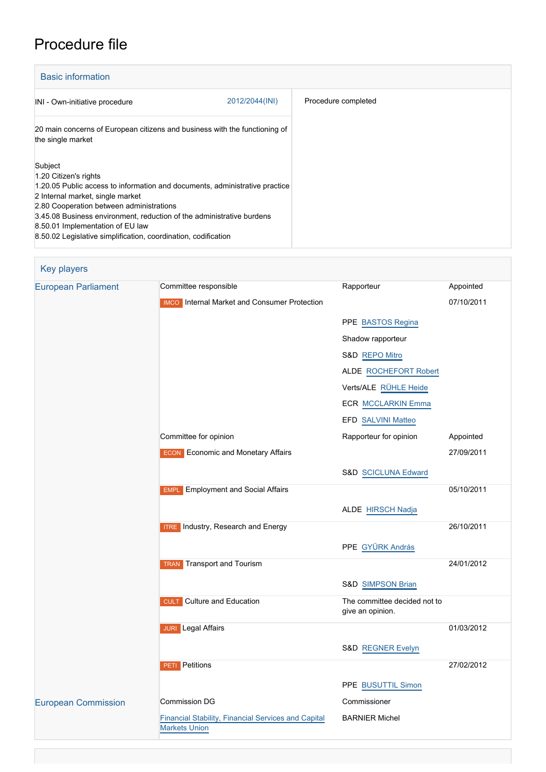# Procedure file

## Basic information

| | | |
|---|---|---|
| INI - Own-initiative procedure | 2012/2044(INI) | Procedure completed |
| 20 main concerns of European citizens and business with the functioning of the single market | | |

Subject
1.20 Citizen's rights
1.20.05 Public access to information and documents, administrative practice
2 Internal market, single market
2.80 Cooperation between administrations
3.45.08 Business environment, reduction of the administrative burdens
8.50.01 Implementation of EU law
8.50.02 Legislative simplification, coordination, codification

## Key players

| | | | |
|---|---|---|---|
| European Parliament | Committee responsible | Rapporteur | Appointed |
| | IMCO Internal Market and Consumer Protection | | 07/10/2011 |
| | | PPE BASTOS Regina | |
| | | Shadow rapporteur | |
| | | S&D REPO Mitro | |
| | | ALDE ROCHEFORT Robert | |
| | | Verts/ALE RÜHLE Heide | |
| | | ECR MCCLARKIN Emma | |
| | | EFD SALVINI Matteo | |
| | Committee for opinion | Rapporteur for opinion | Appointed |
| | ECON Economic and Monetary Affairs | | 27/09/2011 |
| | | S&D SCICLUNA Edward | |
| | EMPL Employment and Social Affairs | | 05/10/2011 |
| | | ALDE HIRSCH Nadja | |
| | ITRE Industry, Research and Energy | | 26/10/2011 |
| | | PPE GYÜRK András | |
| | TRAN Transport and Tourism | | 24/01/2012 |
| | | S&D SIMPSON Brian | |
| | CULT Culture and Education | The committee decided not to give an opinion. | |
| | JURI Legal Affairs | | 01/03/2012 |
| | | S&D REGNER Evelyn | |
| | PETI Petitions | | 27/02/2012 |
| | | PPE BUSUTTIL Simon | |
| European Commission | Commission DG | Commissioner | |
| | Financial Stability, Financial Services and Capital Markets Union | BARNIER Michel | |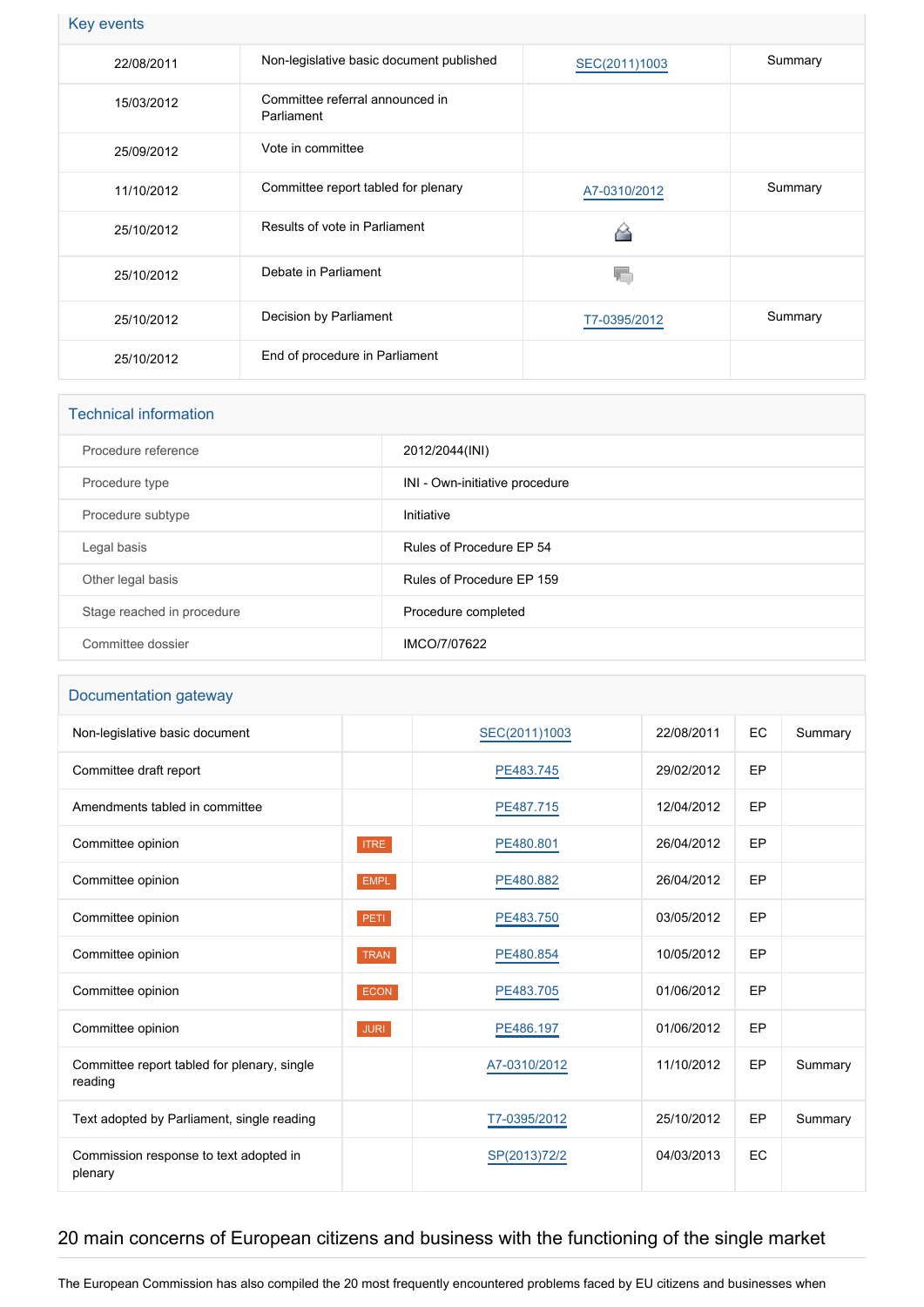## Key events

| | | | |
|---|---|---|---|
| 22/08/2011 | Non-legislative basic document published | SEC(2011)1003 | Summary |
| 15/03/2012 | Committee referral announced in Parliament | | |
| 25/09/2012 | Vote in committee | | |
| 11/10/2012 | Committee report tabled for plenary | A7-0310/2012 | Summary |
| 25/10/2012 | Results of vote in Parliament | | |
| 25/10/2012 | Debate in Parliament | | |
| 25/10/2012 | Decision by Parliament | T7-0395/2012 | Summary |
| 25/10/2012 | End of procedure in Parliament | | |

## Technical information

| | |
|---|---|
| Procedure reference | 2012/2044(INI) |
| Procedure type | INI - Own-initiative procedure |
| Procedure subtype | Initiative |
| Legal basis | Rules of Procedure EP 54 |
| Other legal basis | Rules of Procedure EP 159 |
| Stage reached in procedure | Procedure completed |
| Committee dossier | IMCO/7/07622 |

## Documentation gateway

| | | | | | |
|---|---|---|---|---|---|
| Non-legislative basic document | | SEC(2011)1003 | 22/08/2011 | EC | Summary |
| Committee draft report | | PE483.745 | 29/02/2012 | EP | |
| Amendments tabled in committee | | PE487.715 | 12/04/2012 | EP | |
| Committee opinion | ITRE | PE480.801 | 26/04/2012 | EP | |
| Committee opinion | EMPL | PE480.882 | 26/04/2012 | EP | |
| Committee opinion | PETI | PE483.750 | 03/05/2012 | EP | |
| Committee opinion | TRAN | PE480.854 | 10/05/2012 | EP | |
| Committee opinion | ECON | PE483.705 | 01/06/2012 | EP | |
| Committee opinion | JURI | PE486.197 | 01/06/2012 | EP | |
| Committee report tabled for plenary, single reading | | A7-0310/2012 | 11/10/2012 | EP | Summary |
| Text adopted by Parliament, single reading | | T7-0395/2012 | 25/10/2012 | EP | Summary |
| Commission response to text adopted in plenary | | SP(2013)72/2 | 04/03/2013 | EC | |

## 20 main concerns of European citizens and business with the functioning of the single market

The European Commission has also compiled the 20 most frequently encountered problems faced by EU citizens and businesses when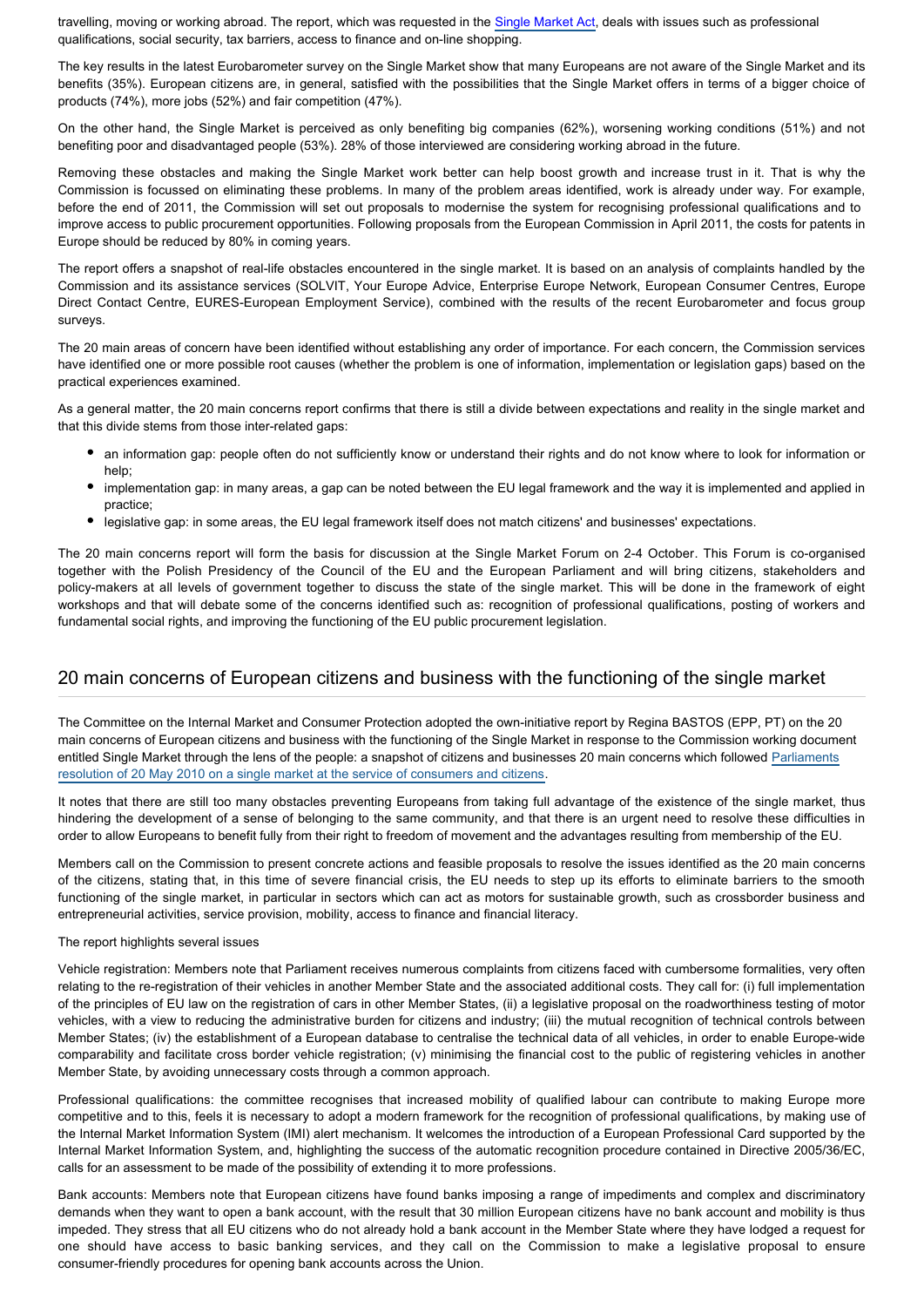travelling, moving or working abroad. The report, which was requested in the Single Market Act, deals with issues such as professional qualifications, social security, tax barriers, access to finance and on-line shopping.

The key results in the latest Eurobarometer survey on the Single Market show that many Europeans are not aware of the Single Market and its benefits (35%). European citizens are, in general, satisfied with the possibilities that the Single Market offers in terms of a bigger choice of products (74%), more jobs (52%) and fair competition (47%).

On the other hand, the Single Market is perceived as only benefiting big companies (62%), worsening working conditions (51%) and not benefiting poor and disadvantaged people (53%). 28% of those interviewed are considering working abroad in the future.

Removing these obstacles and making the Single Market work better can help boost growth and increase trust in it. That is why the Commission is focussed on eliminating these problems. In many of the problem areas identified, work is already under way. For example, before the end of 2011, the Commission will set out proposals to modernise the system for recognising professional qualifications and to improve access to public procurement opportunities. Following proposals from the European Commission in April 2011, the costs for patents in Europe should be reduced by 80% in coming years.

The report offers a snapshot of real-life obstacles encountered in the single market. It is based on an analysis of complaints handled by the Commission and its assistance services (SOLVIT, Your Europe Advice, Enterprise Europe Network, European Consumer Centres, Europe Direct Contact Centre, EURES-European Employment Service), combined with the results of the recent Eurobarometer and focus group surveys.

The 20 main areas of concern have been identified without establishing any order of importance. For each concern, the Commission services have identified one or more possible root causes (whether the problem is one of information, implementation or legislation gaps) based on the practical experiences examined.

As a general matter, the 20 main concerns report confirms that there is still a divide between expectations and reality in the single market and that this divide stems from those inter-related gaps:

- an information gap: people often do not sufficiently know or understand their rights and do not know where to look for information or help;
- implementation gap: in many areas, a gap can be noted between the EU legal framework and the way it is implemented and applied in practice;
- legislative gap: in some areas, the EU legal framework itself does not match citizens' and businesses' expectations.

The 20 main concerns report will form the basis for discussion at the Single Market Forum on 2-4 October. This Forum is co-organised together with the Polish Presidency of the Council of the EU and the European Parliament and will bring citizens, stakeholders and policy-makers at all levels of government together to discuss the state of the single market. This will be done in the framework of eight workshops and that will debate some of the concerns identified such as: recognition of professional qualifications, posting of workers and fundamental social rights, and improving the functioning of the EU public procurement legislation.

## 20 main concerns of European citizens and business with the functioning of the single market

The Committee on the Internal Market and Consumer Protection adopted the own-initiative report by Regina BASTOS (EPP, PT) on the 20 main concerns of European citizens and business with the functioning of the Single Market in response to the Commission working document entitled Single Market through the lens of the people: a snapshot of citizens and businesses 20 main concerns which followed Parliaments resolution of 20 May 2010 on a single market at the service of consumers and citizens.

It notes that there are still too many obstacles preventing Europeans from taking full advantage of the existence of the single market, thus hindering the development of a sense of belonging to the same community, and that there is an urgent need to resolve these difficulties in order to allow Europeans to benefit fully from their right to freedom of movement and the advantages resulting from membership of the EU.

Members call on the Commission to present concrete actions and feasible proposals to resolve the issues identified as the 20 main concerns of the citizens, stating that, in this time of severe financial crisis, the EU needs to step up its efforts to eliminate barriers to the smooth functioning of the single market, in particular in sectors which can act as motors for sustainable growth, such as crossborder business and entrepreneurial activities, service provision, mobility, access to finance and financial literacy.

The report highlights several issues

Vehicle registration: Members note that Parliament receives numerous complaints from citizens faced with cumbersome formalities, very often relating to the re-registration of their vehicles in another Member State and the associated additional costs. They call for: (i) full implementation of the principles of EU law on the registration of cars in other Member States, (ii) a legislative proposal on the roadworthiness testing of motor vehicles, with a view to reducing the administrative burden for citizens and industry; (iii) the mutual recognition of technical controls between Member States; (iv) the establishment of a European database to centralise the technical data of all vehicles, in order to enable Europe-wide comparability and facilitate cross border vehicle registration; (v) minimising the financial cost to the public of registering vehicles in another Member State, by avoiding unnecessary costs through a common approach.

Professional qualifications: the committee recognises that increased mobility of qualified labour can contribute to making Europe more competitive and to this, feels it is necessary to adopt a modern framework for the recognition of professional qualifications, by making use of the Internal Market Information System (IMI) alert mechanism. It welcomes the introduction of a European Professional Card supported by the Internal Market Information System, and, highlighting the success of the automatic recognition procedure contained in Directive 2005/36/EC, calls for an assessment to be made of the possibility of extending it to more professions.

Bank accounts: Members note that European citizens have found banks imposing a range of impediments and complex and discriminatory demands when they want to open a bank account, with the result that 30 million European citizens have no bank account and mobility is thus impeded. They stress that all EU citizens who do not already hold a bank account in the Member State where they have lodged a request for one should have access to basic banking services, and they call on the Commission to make a legislative proposal to ensure consumer-friendly procedures for opening bank accounts across the Union.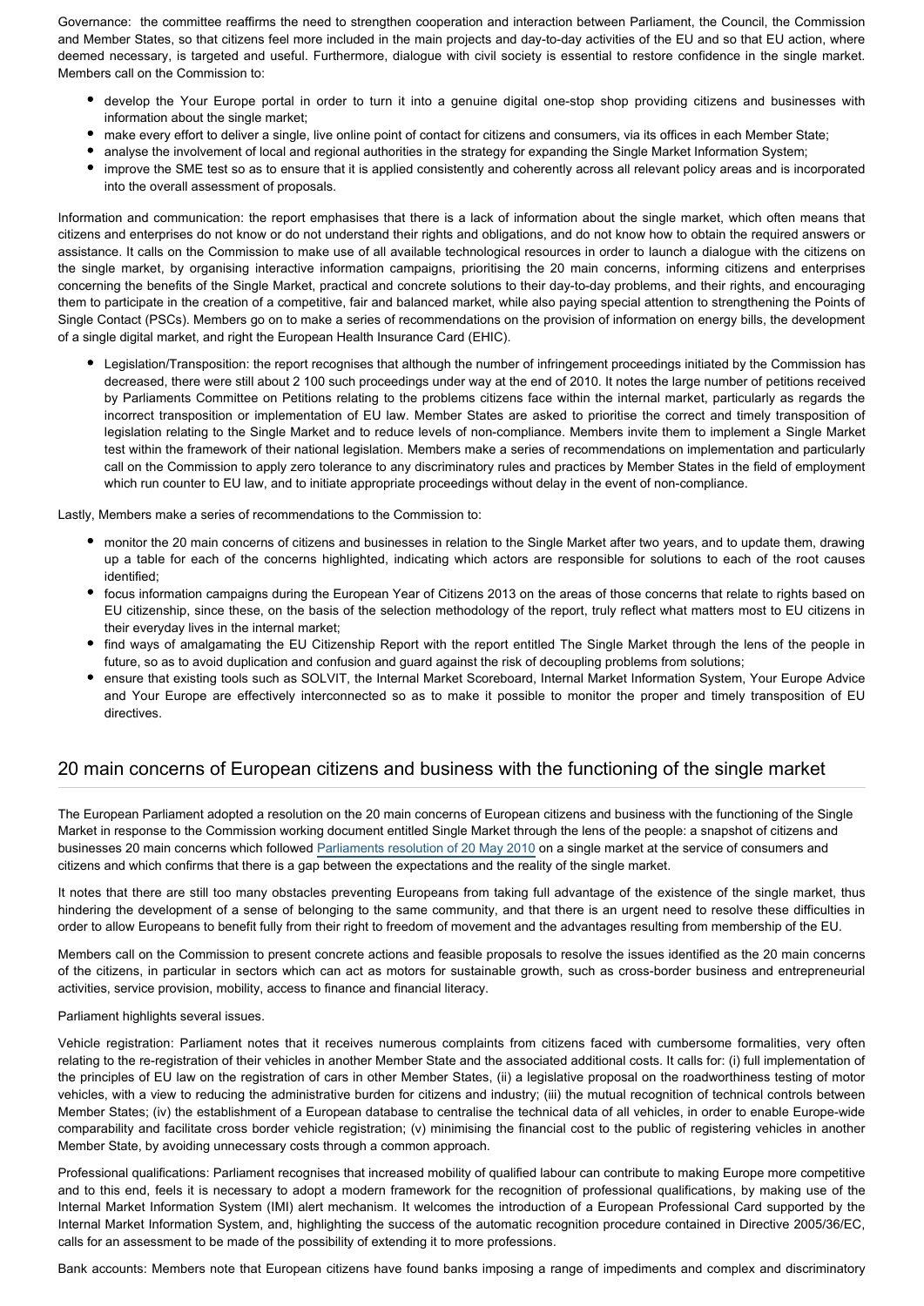Governance: the committee reaffirms the need to strengthen cooperation and interaction between Parliament, the Council, the Commission and Member States, so that citizens feel more included in the main projects and day-to-day activities of the EU and so that EU action, where deemed necessary, is targeted and useful. Furthermore, dialogue with civil society is essential to restore confidence in the single market. Members call on the Commission to:

- develop the Your Europe portal in order to turn it into a genuine digital one-stop shop providing citizens and businesses with information about the single market;
- make every effort to deliver a single, live online point of contact for citizens and consumers, via its offices in each Member State;
- analyse the involvement of local and regional authorities in the strategy for expanding the Single Market Information System;
- improve the SME test so as to ensure that it is applied consistently and coherently across all relevant policy areas and is incorporated into the overall assessment of proposals.

Information and communication: the report emphasises that there is a lack of information about the single market, which often means that citizens and enterprises do not know or do not understand their rights and obligations, and do not know how to obtain the required answers or assistance. It calls on the Commission to make use of all available technological resources in order to launch a dialogue with the citizens on the single market, by organising interactive information campaigns, prioritising the 20 main concerns, informing citizens and enterprises concerning the benefits of the Single Market, practical and concrete solutions to their day-to-day problems, and their rights, and encouraging them to participate in the creation of a competitive, fair and balanced market, while also paying special attention to strengthening the Points of Single Contact (PSCs). Members go on to make a series of recommendations on the provision of information on energy bills, the development of a single digital market, and right the European Health Insurance Card (EHIC).

- Legislation/Transposition: the report recognises that although the number of infringement proceedings initiated by the Commission has decreased, there were still about 2 100 such proceedings under way at the end of 2010. It notes the large number of petitions received by Parliaments Committee on Petitions relating to the problems citizens face within the internal market, particularly as regards the incorrect transposition or implementation of EU law. Member States are asked to prioritise the correct and timely transposition of legislation relating to the Single Market and to reduce levels of non-compliance. Members invite them to implement a Single Market test within the framework of their national legislation. Members make a series of recommendations on implementation and particularly call on the Commission to apply zero tolerance to any discriminatory rules and practices by Member States in the field of employment which run counter to EU law, and to initiate appropriate proceedings without delay in the event of non-compliance.

Lastly, Members make a series of recommendations to the Commission to:

- monitor the 20 main concerns of citizens and businesses in relation to the Single Market after two years, and to update them, drawing up a table for each of the concerns highlighted, indicating which actors are responsible for solutions to each of the root causes identified;
- focus information campaigns during the European Year of Citizens 2013 on the areas of those concerns that relate to rights based on EU citizenship, since these, on the basis of the selection methodology of the report, truly reflect what matters most to EU citizens in their everyday lives in the internal market;
- find ways of amalgamating the EU Citizenship Report with the report entitled The Single Market through the lens of the people in future, so as to avoid duplication and confusion and guard against the risk of decoupling problems from solutions;
- ensure that existing tools such as SOLVIT, the Internal Market Scoreboard, Internal Market Information System, Your Europe Advice and Your Europe are effectively interconnected so as to make it possible to monitor the proper and timely transposition of EU directives.

## 20 main concerns of European citizens and business with the functioning of the single market

The European Parliament adopted a resolution on the 20 main concerns of European citizens and business with the functioning of the Single Market in response to the Commission working document entitled Single Market through the lens of the people: a snapshot of citizens and businesses 20 main concerns which followed Parliaments resolution of 20 May 2010 on a single market at the service of consumers and citizens and which confirms that there is a gap between the expectations and the reality of the single market.

It notes that there are still too many obstacles preventing Europeans from taking full advantage of the existence of the single market, thus hindering the development of a sense of belonging to the same community, and that there is an urgent need to resolve these difficulties in order to allow Europeans to benefit fully from their right to freedom of movement and the advantages resulting from membership of the EU.

Members call on the Commission to present concrete actions and feasible proposals to resolve the issues identified as the 20 main concerns of the citizens, in particular in sectors which can act as motors for sustainable growth, such as cross-border business and entrepreneurial activities, service provision, mobility, access to finance and financial literacy.

Parliament highlights several issues.

Vehicle registration: Parliament notes that it receives numerous complaints from citizens faced with cumbersome formalities, very often relating to the re-registration of their vehicles in another Member State and the associated additional costs. It calls for: (i) full implementation of the principles of EU law on the registration of cars in other Member States, (ii) a legislative proposal on the roadworthiness testing of motor vehicles, with a view to reducing the administrative burden for citizens and industry; (iii) the mutual recognition of technical controls between Member States; (iv) the establishment of a European database to centralise the technical data of all vehicles, in order to enable Europe-wide comparability and facilitate cross border vehicle registration; (v) minimising the financial cost to the public of registering vehicles in another Member State, by avoiding unnecessary costs through a common approach.

Professional qualifications: Parliament recognises that increased mobility of qualified labour can contribute to making Europe more competitive and to this end, feels it is necessary to adopt a modern framework for the recognition of professional qualifications, by making use of the Internal Market Information System (IMI) alert mechanism. It welcomes the introduction of a European Professional Card supported by the Internal Market Information System, and, highlighting the success of the automatic recognition procedure contained in Directive 2005/36/EC, calls for an assessment to be made of the possibility of extending it to more professions.

Bank accounts: Members note that European citizens have found banks imposing a range of impediments and complex and discriminatory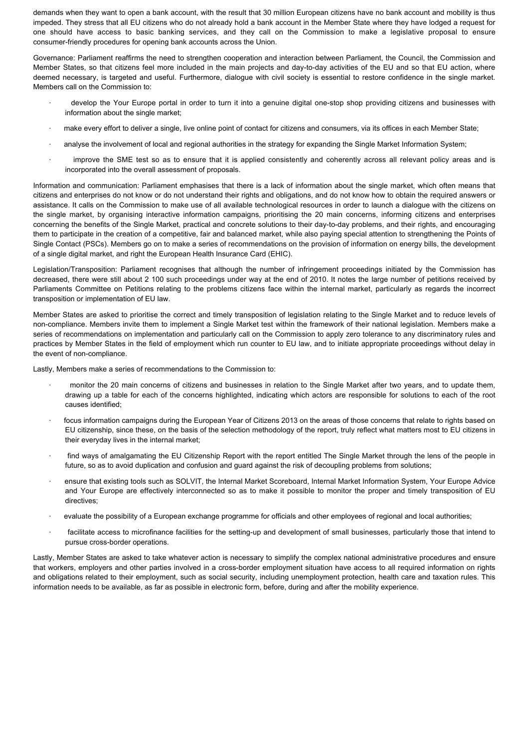demands when they want to open a bank account, with the result that 30 million European citizens have no bank account and mobility is thus impeded. They stress that all EU citizens who do not already hold a bank account in the Member State where they have lodged a request for one should have access to basic banking services, and they call on the Commission to make a legislative proposal to ensure consumer-friendly procedures for opening bank accounts across the Union.

Governance: Parliament reaffirms the need to strengthen cooperation and interaction between Parliament, the Council, the Commission and Member States, so that citizens feel more included in the main projects and day-to-day activities of the EU and so that EU action, where deemed necessary, is targeted and useful. Furthermore, dialogue with civil society is essential to restore confidence in the single market. Members call on the Commission to:

- develop the Your Europe portal in order to turn it into a genuine digital one-stop shop providing citizens and businesses with information about the single market;
- make every effort to deliver a single, live online point of contact for citizens and consumers, via its offices in each Member State;
- analyse the involvement of local and regional authorities in the strategy for expanding the Single Market Information System;
- improve the SME test so as to ensure that it is applied consistently and coherently across all relevant policy areas and is incorporated into the overall assessment of proposals.

Information and communication: Parliament emphasises that there is a lack of information about the single market, which often means that citizens and enterprises do not know or do not understand their rights and obligations, and do not know how to obtain the required answers or assistance. It calls on the Commission to make use of all available technological resources in order to launch a dialogue with the citizens on the single market, by organising interactive information campaigns, prioritising the 20 main concerns, informing citizens and enterprises concerning the benefits of the Single Market, practical and concrete solutions to their day-to-day problems, and their rights, and encouraging them to participate in the creation of a competitive, fair and balanced market, while also paying special attention to strengthening the Points of Single Contact (PSCs). Members go on to make a series of recommendations on the provision of information on energy bills, the development of a single digital market, and right the European Health Insurance Card (EHIC).

Legislation/Transposition: Parliament recognises that although the number of infringement proceedings initiated by the Commission has decreased, there were still about 2 100 such proceedings under way at the end of 2010. It notes the large number of petitions received by Parliaments Committee on Petitions relating to the problems citizens face within the internal market, particularly as regards the incorrect transposition or implementation of EU law.

Member States are asked to prioritise the correct and timely transposition of legislation relating to the Single Market and to reduce levels of non-compliance. Members invite them to implement a Single Market test within the framework of their national legislation. Members make a series of recommendations on implementation and particularly call on the Commission to apply zero tolerance to any discriminatory rules and practices by Member States in the field of employment which run counter to EU law, and to initiate appropriate proceedings without delay in the event of non-compliance.

Lastly, Members make a series of recommendations to the Commission to:

- monitor the 20 main concerns of citizens and businesses in relation to the Single Market after two years, and to update them, drawing up a table for each of the concerns highlighted, indicating which actors are responsible for solutions to each of the root causes identified;
- focus information campaigns during the European Year of Citizens 2013 on the areas of those concerns that relate to rights based on EU citizenship, since these, on the basis of the selection methodology of the report, truly reflect what matters most to EU citizens in their everyday lives in the internal market;
- find ways of amalgamating the EU Citizenship Report with the report entitled The Single Market through the lens of the people in future, so as to avoid duplication and confusion and guard against the risk of decoupling problems from solutions;
- ensure that existing tools such as SOLVIT, the Internal Market Scoreboard, Internal Market Information System, Your Europe Advice and Your Europe are effectively interconnected so as to make it possible to monitor the proper and timely transposition of EU directives;
- evaluate the possibility of a European exchange programme for officials and other employees of regional and local authorities;
- facilitate access to microfinance facilities for the setting-up and development of small businesses, particularly those that intend to pursue cross-border operations.

Lastly, Member States are asked to take whatever action is necessary to simplify the complex national administrative procedures and ensure that workers, employers and other parties involved in a cross-border employment situation have access to all required information on rights and obligations related to their employment, such as social security, including unemployment protection, health care and taxation rules. This information needs to be available, as far as possible in electronic form, before, during and after the mobility experience.